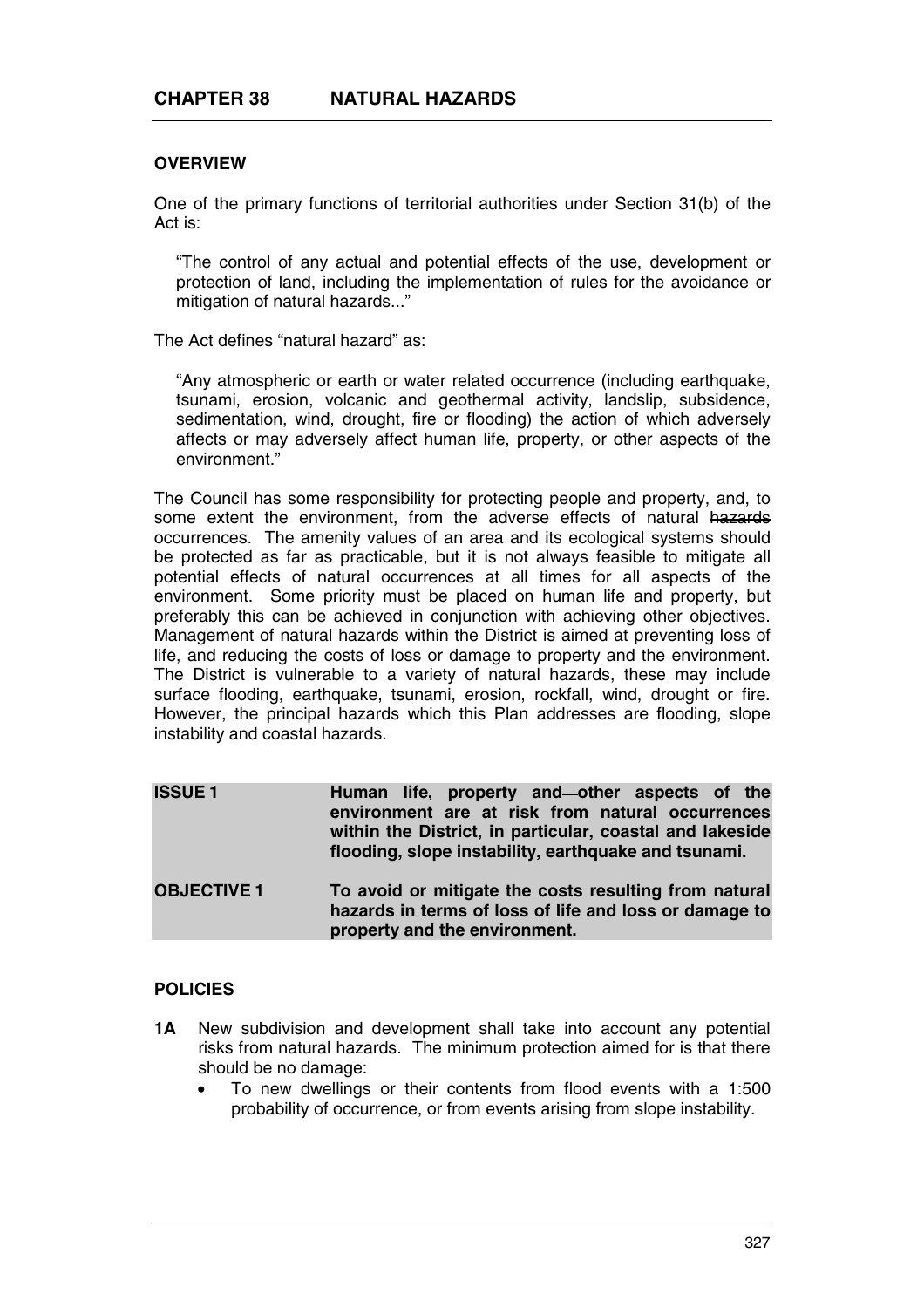# CHAPTER 38 NATURAL HAZARDS

## OVERVIEW

One of the primary functions of territorial authorities under Section 31(b) of the Act is:

> "The control of any actual and potential effects of the use, development or protection of land, including the implementation of rules for the avoidance or mitigation of natural hazards..."

The Act defines "natural hazard" as:

> "Any atmospheric or earth or water related occurrence (including earthquake, tsunami, erosion, volcanic and geothermal activity, landslip, subsidence, sedimentation, wind, drought, fire or flooding) the action of which adversely affects or may adversely affect human life, property, or other aspects of the environment."

The Council has some responsibility for protecting people and property, and, to some extent the environment, from the adverse effects of natural ~~hazards~~ occurrences. The amenity values of an area and its ecological systems should be protected as far as practicable, but it is not always feasible to mitigate all potential effects of natural occurrences at all times for all aspects of the environment. Some priority must be placed on human life and property, but preferably this can be achieved in conjunction with achieving other objectives. Management of natural hazards within the District is aimed at preventing loss of life, and reducing the costs of loss or damage to property and the environment. The District is vulnerable to a variety of natural hazards, these may include surface flooding, earthquake, tsunami, erosion, rockfall, wind, drought or fire. However, the principal hazards which this Plan addresses are flooding, slope instability and coastal hazards.

| | |
|---|---|
| **ISSUE 1** | **Human life, property and other aspects of the environment are at risk from natural occurrences within the District, in particular, coastal and lakeside flooding, slope instability, earthquake and tsunami.** |
| **OBJECTIVE 1** | **To avoid or mitigate the costs resulting from natural hazards in terms of loss of life and loss or damage to property and the environment.** |

## POLICIES

**1A** New subdivision and development shall take into account any potential risks from natural hazards. The minimum protection aimed for is that there should be no damage:

- To new dwellings or their contents from flood events with a 1:500 probability of occurrence, or from events arising from slope instability.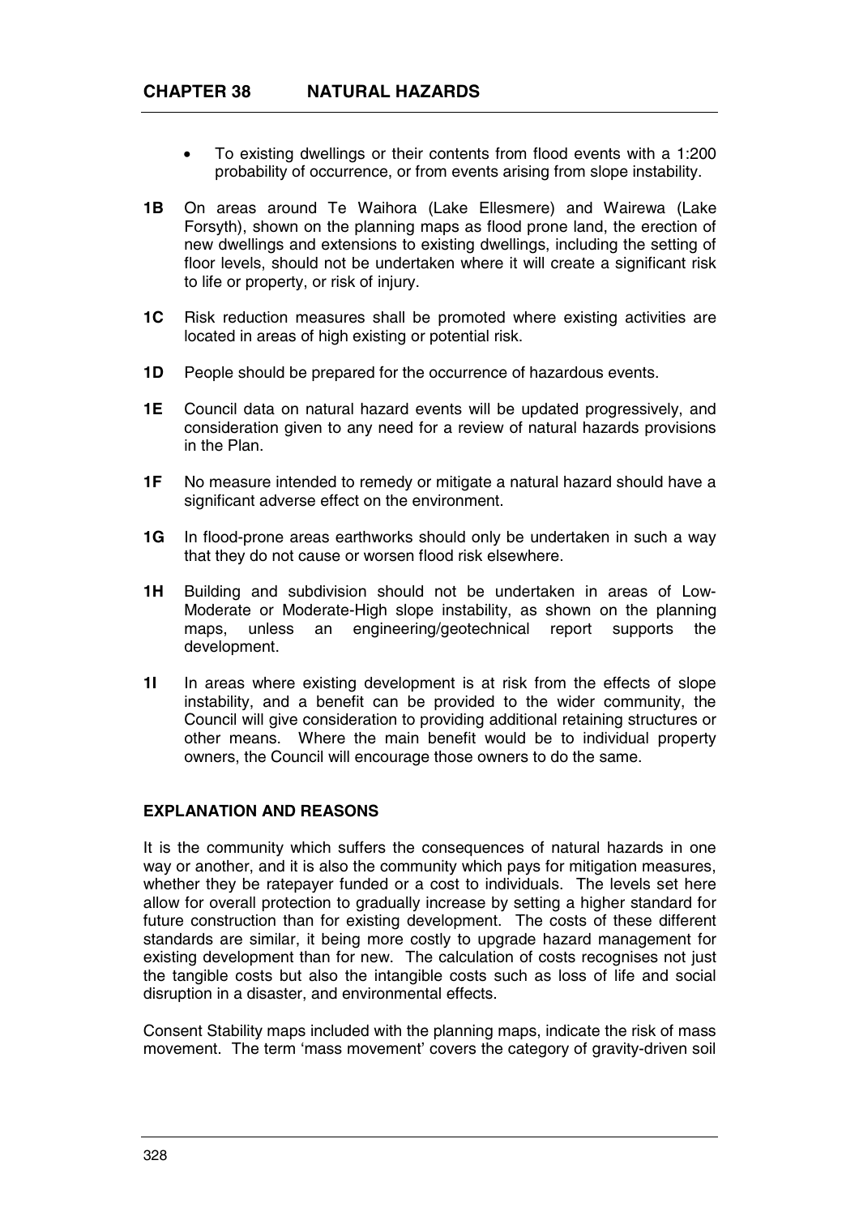- To existing dwellings or their contents from flood events with a 1:200 probability of occurrence, or from events arising from slope instability.

**1B** On areas around Te Waihora (Lake Ellesmere) and Wairewa (Lake Forsyth), shown on the planning maps as flood prone land, the erection of new dwellings and extensions to existing dwellings, including the setting of floor levels, should not be undertaken where it will create a significant risk to life or property, or risk of injury.

**1C** Risk reduction measures shall be promoted where existing activities are located in areas of high existing or potential risk.

**1D** People should be prepared for the occurrence of hazardous events.

**1E** Council data on natural hazard events will be updated progressively, and consideration given to any need for a review of natural hazards provisions in the Plan.

**1F** No measure intended to remedy or mitigate a natural hazard should have a significant adverse effect on the environment.

**1G** In flood-prone areas earthworks should only be undertaken in such a way that they do not cause or worsen flood risk elsewhere.

**1H** Building and subdivision should not be undertaken in areas of Low-Moderate or Moderate-High slope instability, as shown on the planning maps, unless an engineering/geotechnical report supports the development.

**1I** In areas where existing development is at risk from the effects of slope instability, and a benefit can be provided to the wider community, the Council will give consideration to providing additional retaining structures or other means. Where the main benefit would be to individual property owners, the Council will encourage those owners to do the same.

## EXPLANATION AND REASONS

It is the community which suffers the consequences of natural hazards in one way or another, and it is also the community which pays for mitigation measures, whether they be ratepayer funded or a cost to individuals. The levels set here allow for overall protection to gradually increase by setting a higher standard for future construction than for existing development. The costs of these different standards are similar, it being more costly to upgrade hazard management for existing development than for new. The calculation of costs recognises not just the tangible costs but also the intangible costs such as loss of life and social disruption in a disaster, and environmental effects.

Consent Stability maps included with the planning maps, indicate the risk of mass movement. The term 'mass movement' covers the category of gravity-driven soil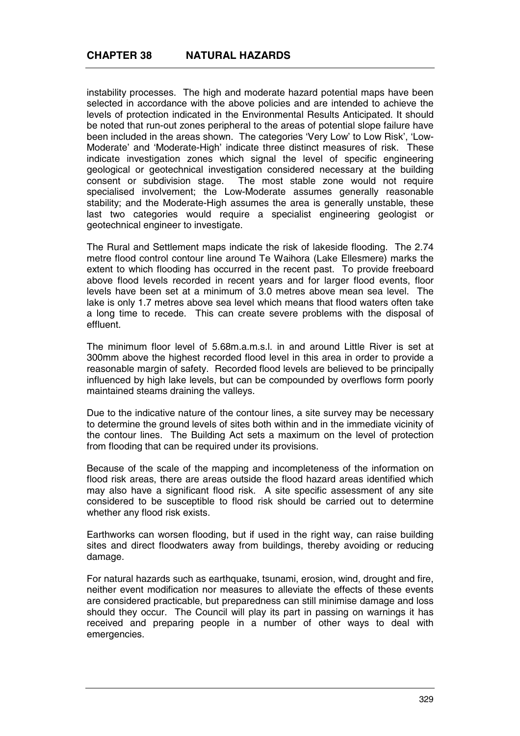instability processes. The high and moderate hazard potential maps have been selected in accordance with the above policies and are intended to achieve the levels of protection indicated in the Environmental Results Anticipated. It should be noted that run-out zones peripheral to the areas of potential slope failure have been included in the areas shown. The categories 'Very Low' to Low Risk', 'Low-Moderate' and 'Moderate-High' indicate three distinct measures of risk. These indicate investigation zones which signal the level of specific engineering geological or geotechnical investigation considered necessary at the building consent or subdivision stage. The most stable zone would not require specialised involvement; the Low-Moderate assumes generally reasonable stability; and the Moderate-High assumes the area is generally unstable, these last two categories would require a specialist engineering geologist or geotechnical engineer to investigate.

The Rural and Settlement maps indicate the risk of lakeside flooding. The 2.74 metre flood control contour line around Te Waihora (Lake Ellesmere) marks the extent to which flooding has occurred in the recent past. To provide freeboard above flood levels recorded in recent years and for larger flood events, floor levels have been set at a minimum of 3.0 metres above mean sea level. The lake is only 1.7 metres above sea level which means that flood waters often take a long time to recede. This can create severe problems with the disposal of effluent.

The minimum floor level of 5.68m.a.m.s.l. in and around Little River is set at 300mm above the highest recorded flood level in this area in order to provide a reasonable margin of safety. Recorded flood levels are believed to be principally influenced by high lake levels, but can be compounded by overflows form poorly maintained steams draining the valleys.

Due to the indicative nature of the contour lines, a site survey may be necessary to determine the ground levels of sites both within and in the immediate vicinity of the contour lines. The Building Act sets a maximum on the level of protection from flooding that can be required under its provisions.

Because of the scale of the mapping and incompleteness of the information on flood risk areas, there are areas outside the flood hazard areas identified which may also have a significant flood risk. A site specific assessment of any site considered to be susceptible to flood risk should be carried out to determine whether any flood risk exists.

Earthworks can worsen flooding, but if used in the right way, can raise building sites and direct floodwaters away from buildings, thereby avoiding or reducing damage.

For natural hazards such as earthquake, tsunami, erosion, wind, drought and fire, neither event modification nor measures to alleviate the effects of these events are considered practicable, but preparedness can still minimise damage and loss should they occur. The Council will play its part in passing on warnings it has received and preparing people in a number of other ways to deal with emergencies.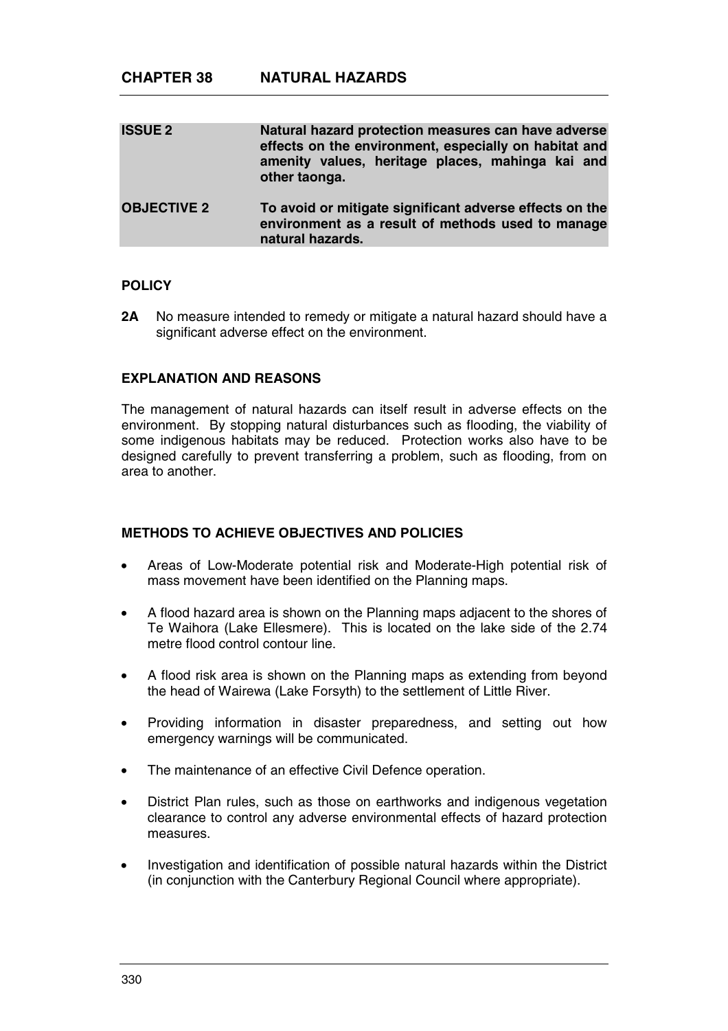# CHAPTER 38 NATURAL HAZARDS

| | |
|---|---|
| **ISSUE 2** | **Natural hazard protection measures can have adverse effects on the environment, especially on habitat and amenity values, heritage places, mahinga kai and other taonga.** |
| **OBJECTIVE 2** | **To avoid or mitigate significant adverse effects on the environment as a result of methods used to manage natural hazards.** |

## POLICY

**2A** No measure intended to remedy or mitigate a natural hazard should have a significant adverse effect on the environment.

## EXPLANATION AND REASONS

The management of natural hazards can itself result in adverse effects on the environment. By stopping natural disturbances such as flooding, the viability of some indigenous habitats may be reduced. Protection works also have to be designed carefully to prevent transferring a problem, such as flooding, from on area to another.

## METHODS TO ACHIEVE OBJECTIVES AND POLICIES

- Areas of Low-Moderate potential risk and Moderate-High potential risk of mass movement have been identified on the Planning maps.
- A flood hazard area is shown on the Planning maps adjacent to the shores of Te Waihora (Lake Ellesmere). This is located on the lake side of the 2.74 metre flood control contour line.
- A flood risk area is shown on the Planning maps as extending from beyond the head of Wairewa (Lake Forsyth) to the settlement of Little River.
- Providing information in disaster preparedness, and setting out how emergency warnings will be communicated.
- The maintenance of an effective Civil Defence operation.
- District Plan rules, such as those on earthworks and indigenous vegetation clearance to control any adverse environmental effects of hazard protection measures.
- Investigation and identification of possible natural hazards within the District (in conjunction with the Canterbury Regional Council where appropriate).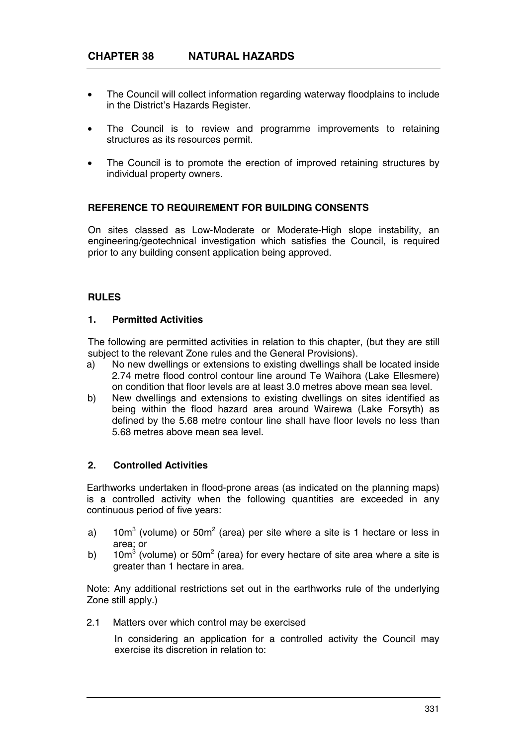## CHAPTER 38 NATURAL HAZARDS

- The Council will collect information regarding waterway floodplains to include in the District's Hazards Register.
- The Council is to review and programme improvements to retaining structures as its resources permit.
- The Council is to promote the erection of improved retaining structures by individual property owners.

### REFERENCE TO REQUIREMENT FOR BUILDING CONSENTS

On sites classed as Low-Moderate or Moderate-High slope instability, an engineering/geotechnical investigation which satisfies the Council, is required prior to any building consent application being approved.

### RULES

#### 1. Permitted Activities

The following are permitted activities in relation to this chapter, (but they are still subject to the relevant Zone rules and the General Provisions).

a) No new dwellings or extensions to existing dwellings shall be located inside 2.74 metre flood control contour line around Te Waihora (Lake Ellesmere) on condition that floor levels are at least 3.0 metres above mean sea level.

b) New dwellings and extensions to existing dwellings on sites identified as being within the flood hazard area around Wairewa (Lake Forsyth) as defined by the 5.68 metre contour line shall have floor levels no less than 5.68 metres above mean sea level.

#### 2. Controlled Activities

Earthworks undertaken in flood-prone areas (as indicated on the planning maps) is a controlled activity when the following quantities are exceeded in any continuous period of five years:

a) $10m^3$ (volume) or $50m^2$ (area) per site where a site is 1 hectare or less in area; or

b) $10m^3$ (volume) or $50m^2$ (area) for every hectare of site area where a site is greater than 1 hectare in area.

Note: Any additional restrictions set out in the earthworks rule of the underlying Zone still apply.)

2.1 Matters over which control may be exercised

In considering an application for a controlled activity the Council may exercise its discretion in relation to: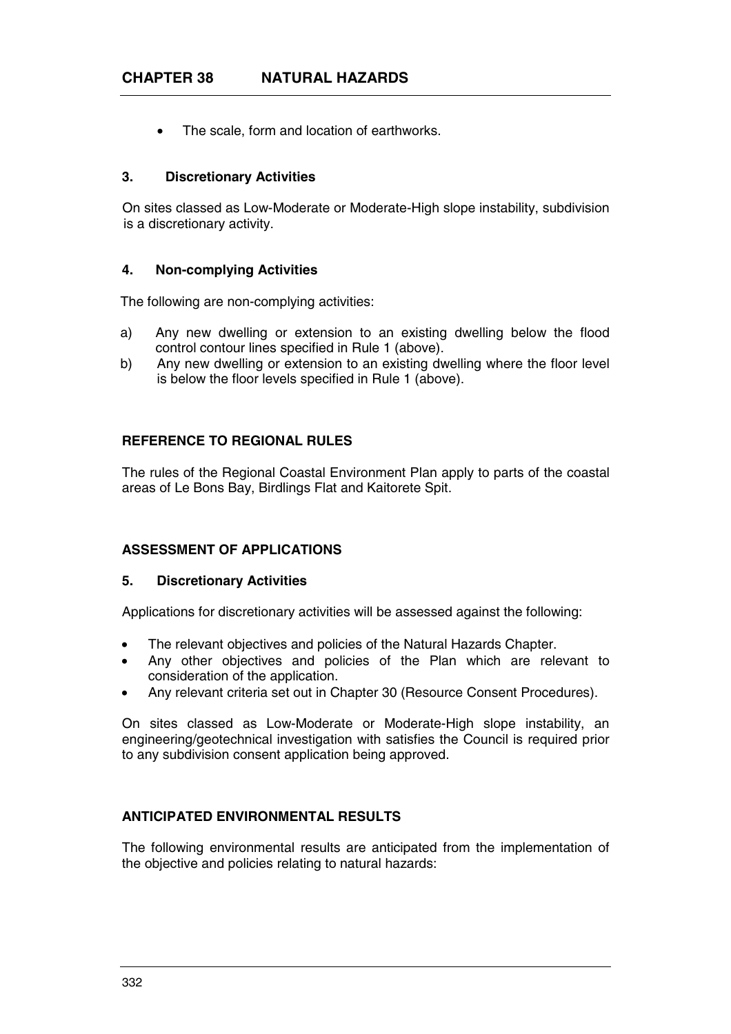- The scale, form and location of earthworks.

### 3. Discretionary Activities

On sites classed as Low-Moderate or Moderate-High slope instability, subdivision is a discretionary activity.

### 4. Non-complying Activities

The following are non-complying activities:

a) Any new dwelling or extension to an existing dwelling below the flood control contour lines specified in Rule 1 (above).
b) Any new dwelling or extension to an existing dwelling where the floor level is below the floor levels specified in Rule 1 (above).

## REFERENCE TO REGIONAL RULES

The rules of the Regional Coastal Environment Plan apply to parts of the coastal areas of Le Bons Bay, Birdlings Flat and Kaitorete Spit.

## ASSESSMENT OF APPLICATIONS

### 5. Discretionary Activities

Applications for discretionary activities will be assessed against the following:

- The relevant objectives and policies of the Natural Hazards Chapter.
- Any other objectives and policies of the Plan which are relevant to consideration of the application.
- Any relevant criteria set out in Chapter 30 (Resource Consent Procedures).

On sites classed as Low-Moderate or Moderate-High slope instability, an engineering/geotechnical investigation with satisfies the Council is required prior to any subdivision consent application being approved.

## ANTICIPATED ENVIRONMENTAL RESULTS

The following environmental results are anticipated from the implementation of the objective and policies relating to natural hazards: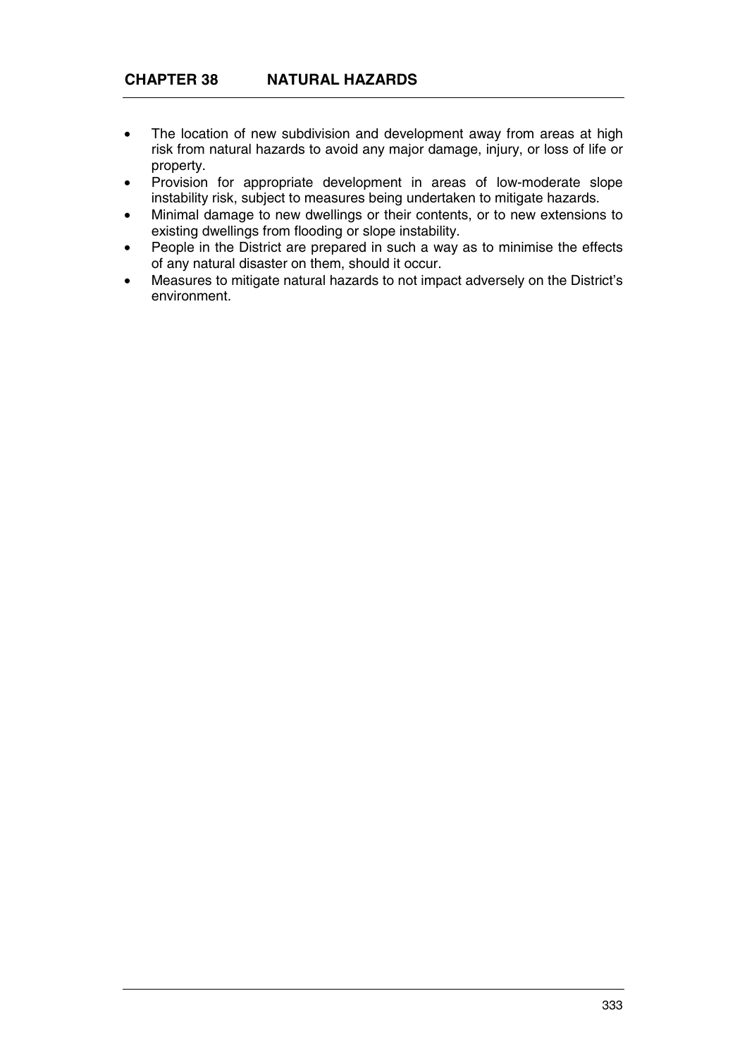- The location of new subdivision and development away from areas at high risk from natural hazards to avoid any major damage, injury, or loss of life or property.
- Provision for appropriate development in areas of low-moderate slope instability risk, subject to measures being undertaken to mitigate hazards.
- Minimal damage to new dwellings or their contents, or to new extensions to existing dwellings from flooding or slope instability.
- People in the District are prepared in such a way as to minimise the effects of any natural disaster on them, should it occur.
- Measures to mitigate natural hazards to not impact adversely on the District's environment.